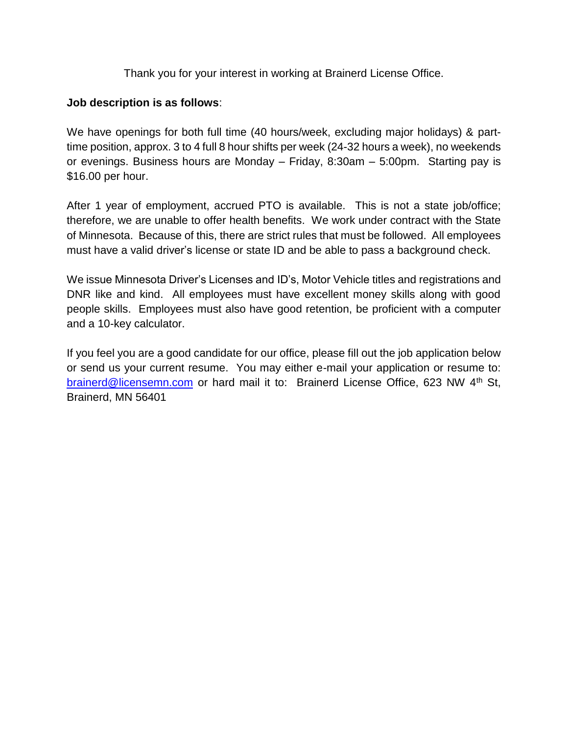Thank you for your interest in working at Brainerd License Office.

**Job description is as follows**:

We have openings for both full time (40 hours/week, excluding major holidays) & part-time position, approx. 3 to 4 full 8 hour shifts per week (24-32 hours a week), no weekends or evenings. Business hours are Monday – Friday, 8:30am – 5:00pm. Starting pay is $16.00 per hour.

After 1 year of employment, accrued PTO is available. This is not a state job/office; therefore, we are unable to offer health benefits. We work under contract with the State of Minnesota. Because of this, there are strict rules that must be followed. All employees must have a valid driver's license or state ID and be able to pass a background check.

We issue Minnesota Driver's Licenses and ID's, Motor Vehicle titles and registrations and DNR like and kind. All employees must have excellent money skills along with good people skills. Employees must also have good retention, be proficient with a computer and a 10-key calculator.

If you feel you are a good candidate for our office, please fill out the job application below or send us your current resume. You may either e-mail your application or resume to: brainerd@licensemn.com or hard mail it to: Brainerd License Office, 623 NW 4th St, Brainerd, MN 56401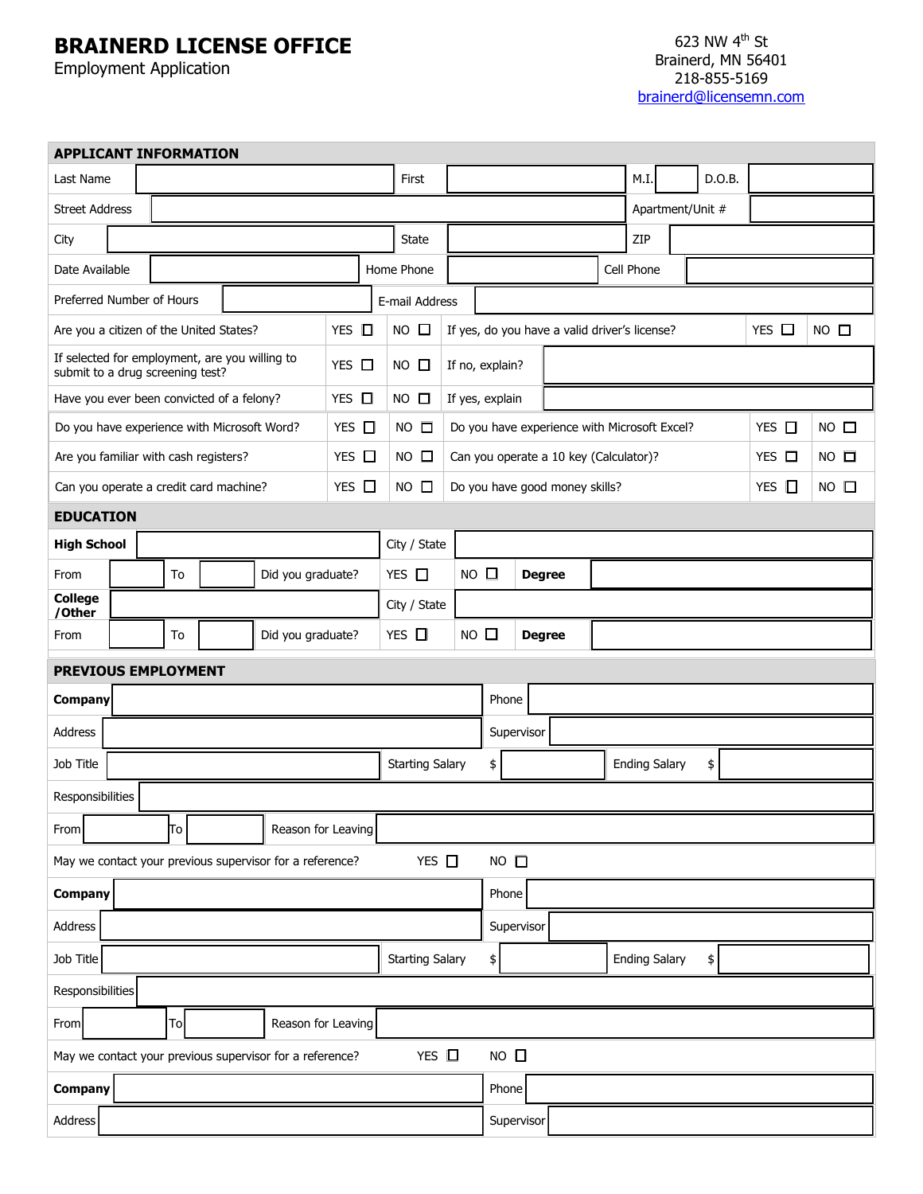# BRAINERD LICENSE OFFICE

Employment Application

623 NW 4th St
Brainerd, MN 56401
218-855-5169
brainerd@licensemn.com

## APPLICANT INFORMATION

| Last Name | | First | | M.I. | | D.O.B. | |
|---|---|---|---|---|---|---|---|
| Street Address | | | | Apartment/Unit # | | | |
| City | | State | | ZIP | | | |
| Date Available | | Home Phone | | Cell Phone | | | |
| Preferred Number of Hours | | E-mail Address | | | | | |

| | | | | | |
|---|---|---|---|---|---|
| Are you a citizen of the United States? | YES ☐ | NO ☐ | If yes, do you have a valid driver's license? | YES ☐ | NO ☐ |
| If selected for employment, are you willing to submit to a drug screening test? | YES ☐ | NO ☐ | If no, explain? | | |
| Have you ever been convicted of a felony? | YES ☐ | NO ☐ | If yes, explain | | |
| Do you have experience with Microsoft Word? | YES ☐ | NO ☐ | Do you have experience with Microsoft Excel? | YES ☐ | NO ☐ |
| Are you familiar with cash registers? | YES ☐ | NO ☐ | Can you operate a 10 key (Calculator)? | YES ☐ | NO ☐ |
| Can you operate a credit card machine? | YES ☐ | NO ☐ | Do you have good money skills? | YES ☐ | NO ☐ |

## EDUCATION

| | | | | | | | |
|---|---|---|---|---|---|---|---|
| **High School** | | | City / State | | | | |
| From | | To | | Did you graduate? | YES ☐ | NO ☐ | **Degree** |
| **College /Other** | | | City / State | | | | |
| From | | To | | Did you graduate? | YES ☐ | NO ☐ | **Degree** |

## PREVIOUS EMPLOYMENT

| | | | | | |
|---|---|---|---|---|---|
| **Company** | | Phone | | | |
| Address | | Supervisor | | | |
| Job Title | | Starting Salary | $ | Ending Salary | $ |
| Responsibilities | | | | | |
| From | To | Reason for Leaving | | | |

May we contact your previous supervisor for a reference? YES ☐ NO ☐

| | | | | | |
|---|---|---|---|---|---|
| **Company** | | Phone | | | |
| Address | | Supervisor | | | |
| Job Title | | Starting Salary | $ | Ending Salary | $ |
| Responsibilities | | | | | |
| From | To | Reason for Leaving | | | |

May we contact your previous supervisor for a reference? YES ☐ NO ☐

| | | | |
|---|---|---|---|
| **Company** | | Phone | |
| Address | | Supervisor | |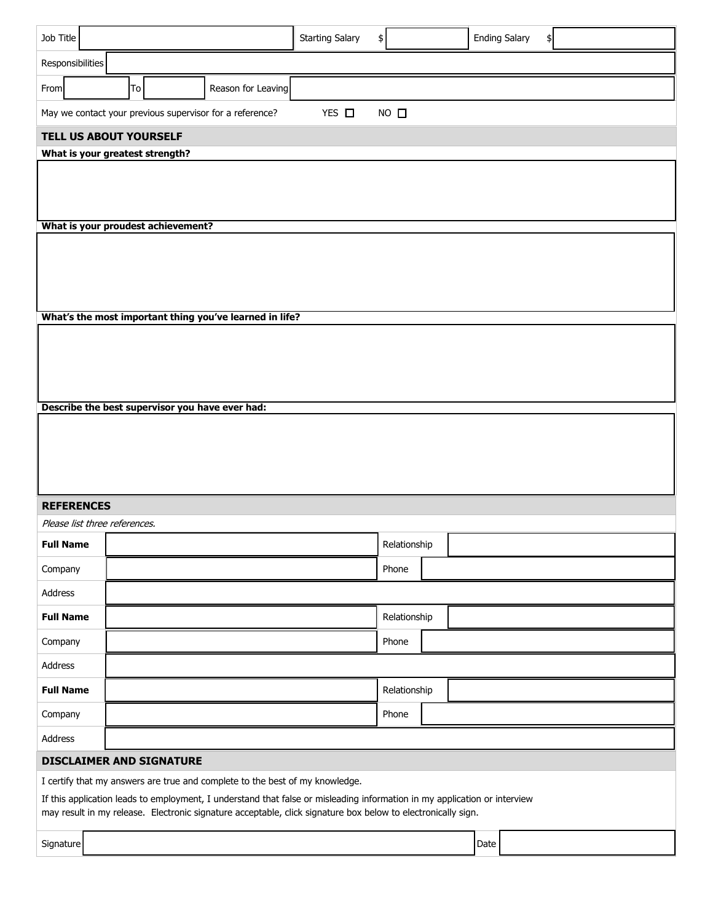| | | | | | | | |
|---|---|---|---|---|---|---|---|
| Job Title | | | | Starting Salary | $ | Ending Salary | $ |
| Responsibilities | | | | | | | |
| From | | To | | Reason for Leaving | | | |

May we contact your previous supervisor for a reference? YES ☐ NO ☐

## TELL US ABOUT YOURSELF

**What is your greatest strength?**

**What is your proudest achievement?**

**What's the most important thing you've learned in life?**

**Describe the best supervisor you have ever had:**

## REFERENCES

*Please list three references.*

| | | | |
|---|---|---|---|
| **Full Name** | | Relationship | |
| Company | | Phone | |
| Address | | | |
| **Full Name** | | Relationship | |
| Company | | Phone | |
| Address | | | |
| **Full Name** | | Relationship | |
| Company | | Phone | |
| Address | | | |

## DISCLAIMER AND SIGNATURE

I certify that my answers are true and complete to the best of my knowledge.

If this application leads to employment, I understand that false or misleading information in my application or interview may result in my release. Electronic signature acceptable, click signature box below to electronically sign.

| | | | |
|---|---|---|---|
| Signature | | Date | |